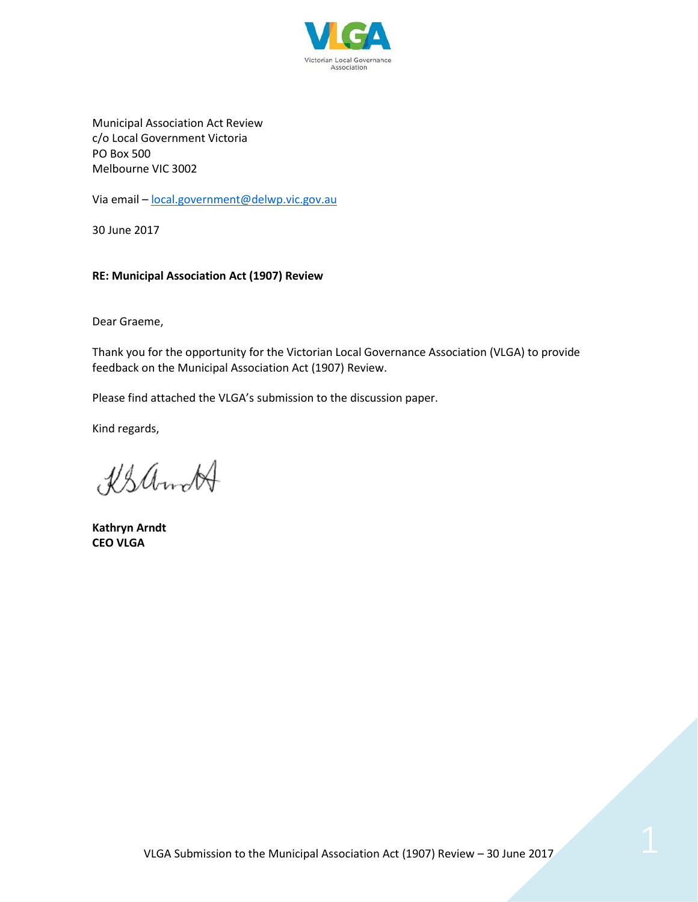Victorian Local Governance Association

Municipal Association Act Review
c/o Local Government Victoria
PO Box 500
Melbourne VIC 3002

Via email – local.government@delwp.vic.gov.au

30 June 2017

**RE: Municipal Association Act (1907) Review**

Dear Graeme,

Thank you for the opportunity for the Victorian Local Governance Association (VLGA) to provide feedback on the Municipal Association Act (1907) Review.

Please find attached the VLGA's submission to the discussion paper.

Kind regards,

**Kathryn Arndt**
**CEO VLGA**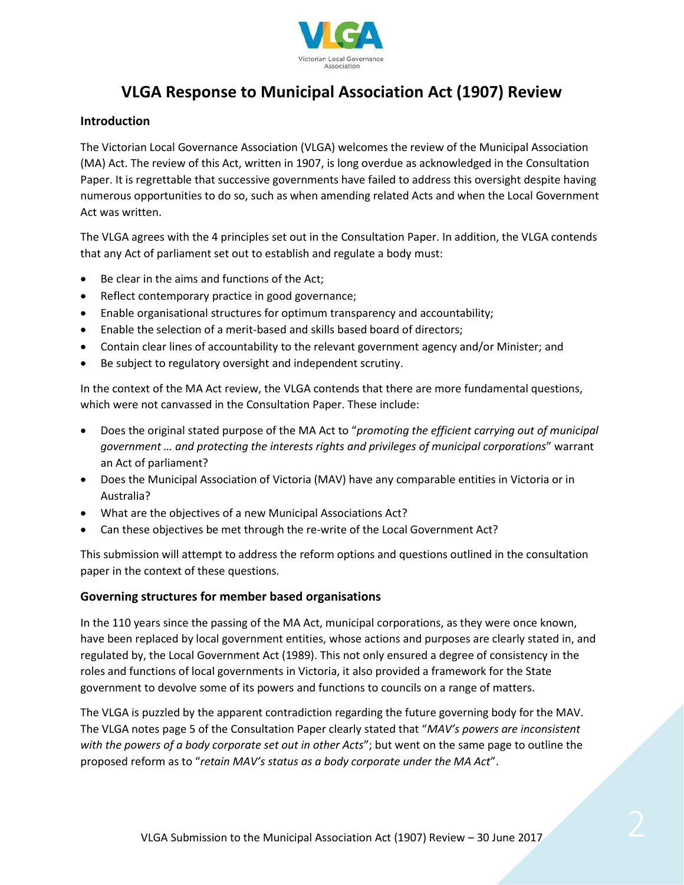# VLGA Response to Municipal Association Act (1907) Review

## Introduction

The Victorian Local Governance Association (VLGA) welcomes the review of the Municipal Association (MA) Act. The review of this Act, written in 1907, is long overdue as acknowledged in the Consultation Paper. It is regrettable that successive governments have failed to address this oversight despite having numerous opportunities to do so, such as when amending related Acts and when the Local Government Act was written.

The VLGA agrees with the 4 principles set out in the Consultation Paper. In addition, the VLGA contends that any Act of parliament set out to establish and regulate a body must:

- Be clear in the aims and functions of the Act;
- Reflect contemporary practice in good governance;
- Enable organisational structures for optimum transparency and accountability;
- Enable the selection of a merit-based and skills based board of directors;
- Contain clear lines of accountability to the relevant government agency and/or Minister; and
- Be subject to regulatory oversight and independent scrutiny.

In the context of the MA Act review, the VLGA contends that there are more fundamental questions, which were not canvassed in the Consultation Paper. These include:

- Does the original stated purpose of the MA Act to "*promoting the efficient carrying out of municipal government … and protecting the interests rights and privileges of municipal corporations*" warrant an Act of parliament?
- Does the Municipal Association of Victoria (MAV) have any comparable entities in Victoria or in Australia?
- What are the objectives of a new Municipal Associations Act?
- Can these objectives be met through the re-write of the Local Government Act?

This submission will attempt to address the reform options and questions outlined in the consultation paper in the context of these questions.

## Governing structures for member based organisations

In the 110 years since the passing of the MA Act, municipal corporations, as they were once known, have been replaced by local government entities, whose actions and purposes are clearly stated in, and regulated by, the Local Government Act (1989). This not only ensured a degree of consistency in the roles and functions of local governments in Victoria, it also provided a framework for the State government to devolve some of its powers and functions to councils on a range of matters.

The VLGA is puzzled by the apparent contradiction regarding the future governing body for the MAV. The VLGA notes page 5 of the Consultation Paper clearly stated that "*MAV's powers are inconsistent with the powers of a body corporate set out in other Acts*"; but went on the same page to outline the proposed reform as to "*retain MAV's status as a body corporate under the MA Act*".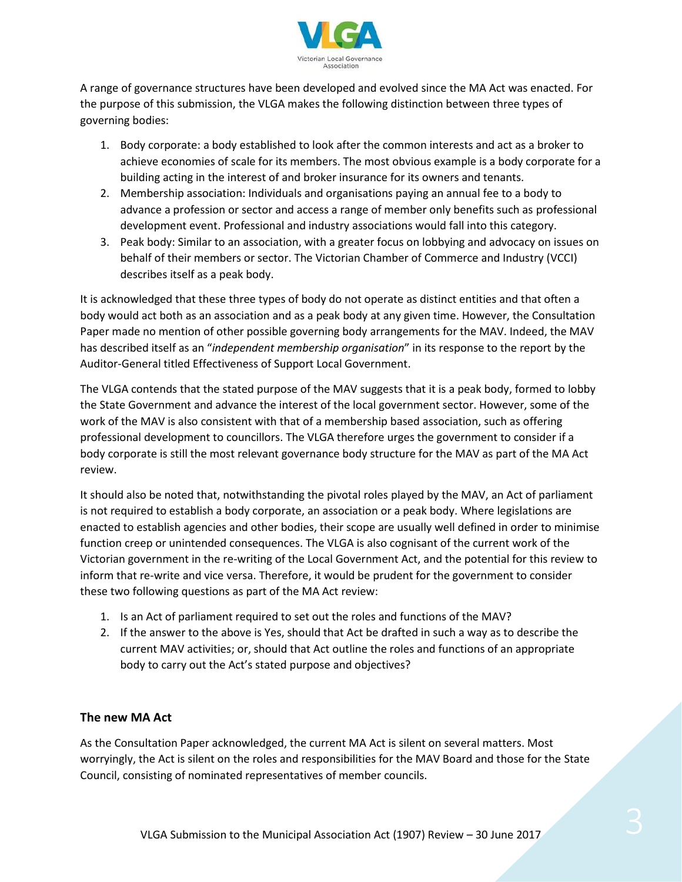A range of governance structures have been developed and evolved since the MA Act was enacted. For the purpose of this submission, the VLGA makes the following distinction between three types of governing bodies:

1. Body corporate: a body established to look after the common interests and act as a broker to achieve economies of scale for its members. The most obvious example is a body corporate for a building acting in the interest of and broker insurance for its owners and tenants.
2. Membership association: Individuals and organisations paying an annual fee to a body to advance a profession or sector and access a range of member only benefits such as professional development event. Professional and industry associations would fall into this category.
3. Peak body: Similar to an association, with a greater focus on lobbying and advocacy on issues on behalf of their members or sector. The Victorian Chamber of Commerce and Industry (VCCI) describes itself as a peak body.

It is acknowledged that these three types of body do not operate as distinct entities and that often a body would act both as an association and as a peak body at any given time. However, the Consultation Paper made no mention of other possible governing body arrangements for the MAV. Indeed, the MAV has described itself as an "*independent membership organisation*" in its response to the report by the Auditor-General titled Effectiveness of Support Local Government.

The VLGA contends that the stated purpose of the MAV suggests that it is a peak body, formed to lobby the State Government and advance the interest of the local government sector. However, some of the work of the MAV is also consistent with that of a membership based association, such as offering professional development to councillors. The VLGA therefore urges the government to consider if a body corporate is still the most relevant governance body structure for the MAV as part of the MA Act review.

It should also be noted that, notwithstanding the pivotal roles played by the MAV, an Act of parliament is not required to establish a body corporate, an association or a peak body. Where legislations are enacted to establish agencies and other bodies, their scope are usually well defined in order to minimise function creep or unintended consequences. The VLGA is also cognisant of the current work of the Victorian government in the re-writing of the Local Government Act, and the potential for this review to inform that re-write and vice versa. Therefore, it would be prudent for the government to consider these two following questions as part of the MA Act review:

1. Is an Act of parliament required to set out the roles and functions of the MAV?
2. If the answer to the above is Yes, should that Act be drafted in such a way as to describe the current MAV activities; or, should that Act outline the roles and functions of an appropriate body to carry out the Act's stated purpose and objectives?

**The new MA Act**

As the Consultation Paper acknowledged, the current MA Act is silent on several matters. Most worryingly, the Act is silent on the roles and responsibilities for the MAV Board and those for the State Council, consisting of nominated representatives of member councils.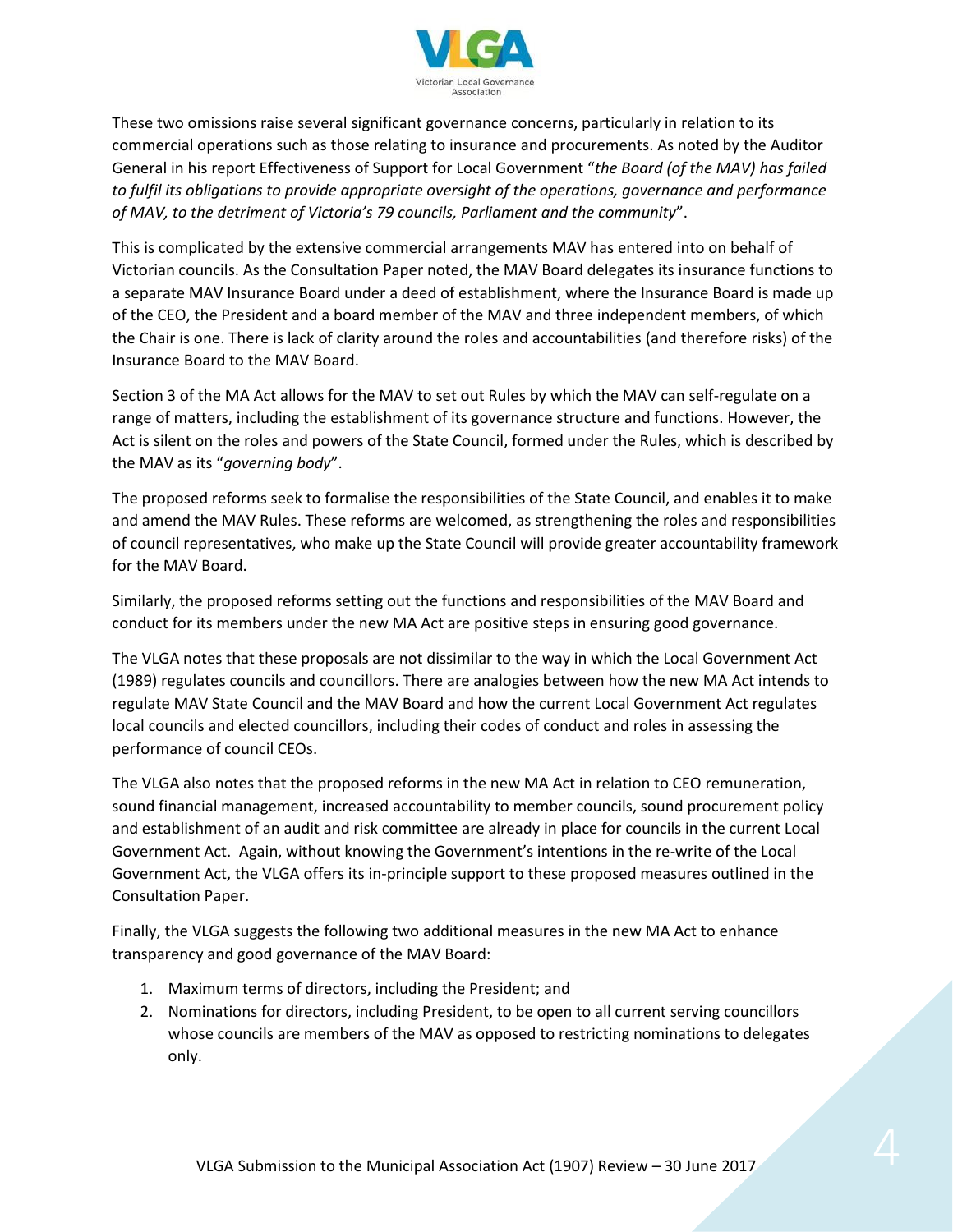These two omissions raise several significant governance concerns, particularly in relation to its commercial operations such as those relating to insurance and procurements. As noted by the Auditor General in his report Effectiveness of Support for Local Government "*the Board (of the MAV) has failed to fulfil its obligations to provide appropriate oversight of the operations, governance and performance of MAV, to the detriment of Victoria's 79 councils, Parliament and the community*".

This is complicated by the extensive commercial arrangements MAV has entered into on behalf of Victorian councils. As the Consultation Paper noted, the MAV Board delegates its insurance functions to a separate MAV Insurance Board under a deed of establishment, where the Insurance Board is made up of the CEO, the President and a board member of the MAV and three independent members, of which the Chair is one. There is lack of clarity around the roles and accountabilities (and therefore risks) of the Insurance Board to the MAV Board.

Section 3 of the MA Act allows for the MAV to set out Rules by which the MAV can self-regulate on a range of matters, including the establishment of its governance structure and functions. However, the Act is silent on the roles and powers of the State Council, formed under the Rules, which is described by the MAV as its "*governing body*".

The proposed reforms seek to formalise the responsibilities of the State Council, and enables it to make and amend the MAV Rules. These reforms are welcomed, as strengthening the roles and responsibilities of council representatives, who make up the State Council will provide greater accountability framework for the MAV Board.

Similarly, the proposed reforms setting out the functions and responsibilities of the MAV Board and conduct for its members under the new MA Act are positive steps in ensuring good governance.

The VLGA notes that these proposals are not dissimilar to the way in which the Local Government Act (1989) regulates councils and councillors. There are analogies between how the new MA Act intends to regulate MAV State Council and the MAV Board and how the current Local Government Act regulates local councils and elected councillors, including their codes of conduct and roles in assessing the performance of council CEOs.

The VLGA also notes that the proposed reforms in the new MA Act in relation to CEO remuneration, sound financial management, increased accountability to member councils, sound procurement policy and establishment of an audit and risk committee are already in place for councils in the current Local Government Act. Again, without knowing the Government's intentions in the re-write of the Local Government Act, the VLGA offers its in-principle support to these proposed measures outlined in the Consultation Paper.

Finally, the VLGA suggests the following two additional measures in the new MA Act to enhance transparency and good governance of the MAV Board:

1. Maximum terms of directors, including the President; and
2. Nominations for directors, including President, to be open to all current serving councillors whose councils are members of the MAV as opposed to restricting nominations to delegates only.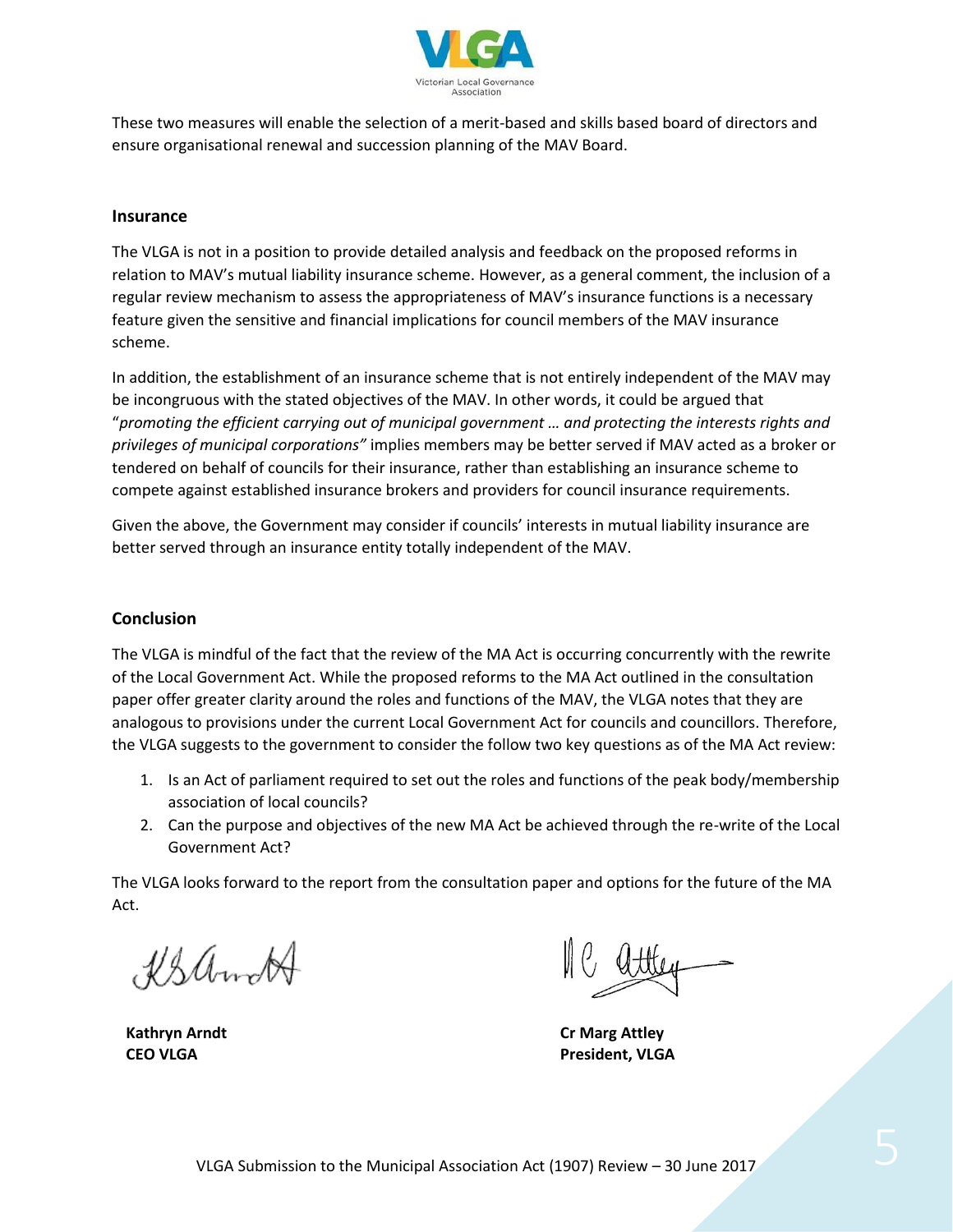These two measures will enable the selection of a merit-based and skills based board of directors and ensure organisational renewal and succession planning of the MAV Board.

## Insurance

The VLGA is not in a position to provide detailed analysis and feedback on the proposed reforms in relation to MAV's mutual liability insurance scheme. However, as a general comment, the inclusion of a regular review mechanism to assess the appropriateness of MAV's insurance functions is a necessary feature given the sensitive and financial implications for council members of the MAV insurance scheme.

In addition, the establishment of an insurance scheme that is not entirely independent of the MAV may be incongruous with the stated objectives of the MAV. In other words, it could be argued that "*promoting the efficient carrying out of municipal government … and protecting the interests rights and privileges of municipal corporations"* implies members may be better served if MAV acted as a broker or tendered on behalf of councils for their insurance, rather than establishing an insurance scheme to compete against established insurance brokers and providers for council insurance requirements.

Given the above, the Government may consider if councils' interests in mutual liability insurance are better served through an insurance entity totally independent of the MAV.

## Conclusion

The VLGA is mindful of the fact that the review of the MA Act is occurring concurrently with the rewrite of the Local Government Act. While the proposed reforms to the MA Act outlined in the consultation paper offer greater clarity around the roles and functions of the MAV, the VLGA notes that they are analogous to provisions under the current Local Government Act for councils and councillors. Therefore, the VLGA suggests to the government to consider the follow two key questions as of the MA Act review:

1. Is an Act of parliament required to set out the roles and functions of the peak body/membership association of local councils?
2. Can the purpose and objectives of the new MA Act be achieved through the re-write of the Local Government Act?

The VLGA looks forward to the report from the consultation paper and options for the future of the MA Act.

**Kathryn Arndt**
**CEO VLGA**

**Cr Marg Attley**
**President, VLGA**